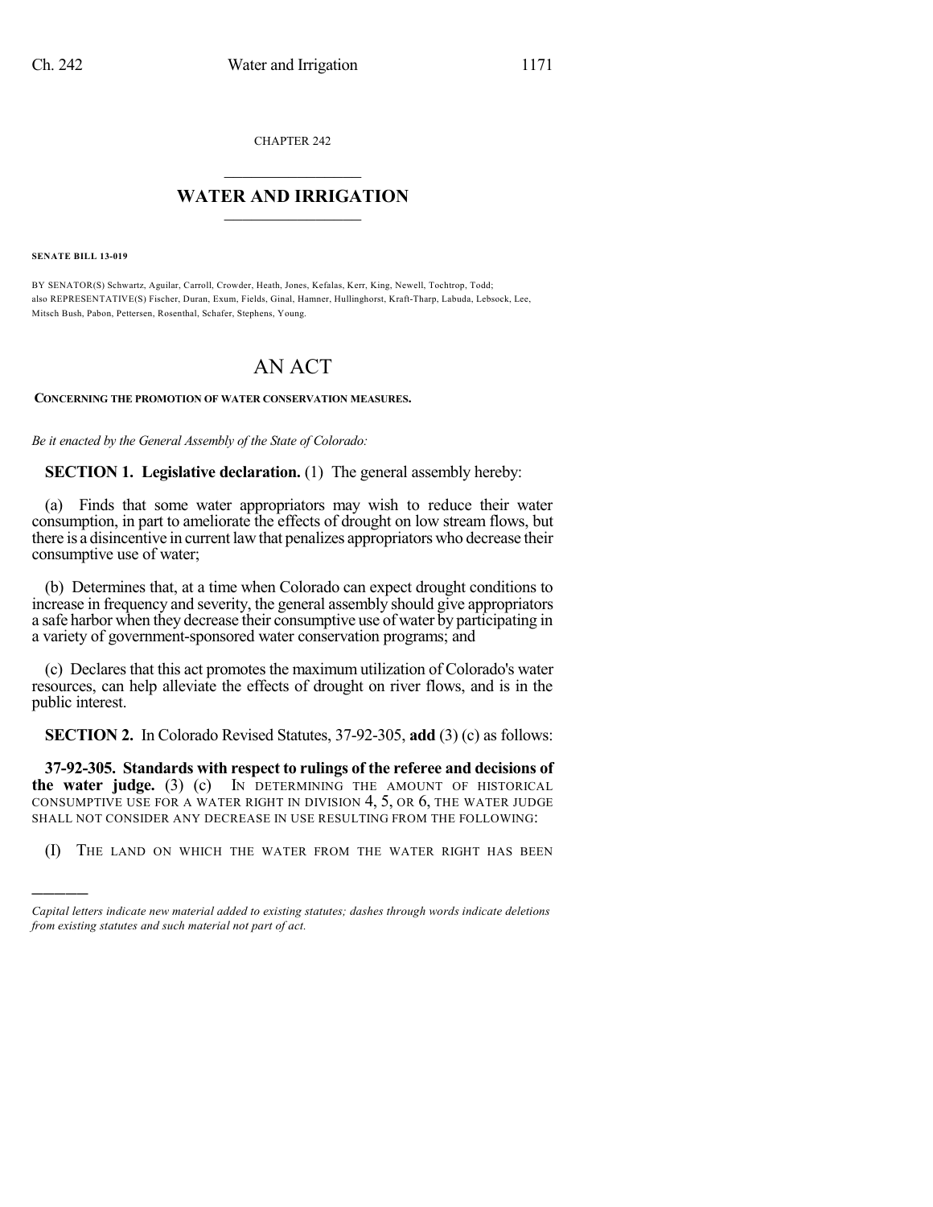CHAPTER 242

# WATER AND IRRIGATION

**SENATE BILL 13-019**

BY SENATOR(S) Schwartz, Aguilar, Carroll, Crowder, Heath, Jones, Kefalas, Kerr, King, Newell, Tochtrop, Todd;
also REPRESENTATIVE(S) Fischer, Duran, Exum, Fields, Ginal, Hamner, Hullinghorst, Kraft-Tharp, Labuda, Lebsock, Lee, Mitsch Bush, Pabon, Pettersen, Rosenthal, Schafer, Stephens, Young.

# AN ACT

**CONCERNING THE PROMOTION OF WATER CONSERVATION MEASURES.**

*Be it enacted by the General Assembly of the State of Colorado:*

**SECTION 1. Legislative declaration.** (1) The general assembly hereby:

(a) Finds that some water appropriators may wish to reduce their water consumption, in part to ameliorate the effects of drought on low stream flows, but there is a disincentive in current law that penalizes appropriators who decrease their consumptive use of water;

(b) Determines that, at a time when Colorado can expect drought conditions to increase in frequency and severity, the general assembly should give appropriators a safe harbor when they decrease their consumptive use of water by participating in a variety of government-sponsored water conservation programs; and

(c) Declares that this act promotes the maximum utilization of Colorado's water resources, can help alleviate the effects of drought on river flows, and is in the public interest.

**SECTION 2.** In Colorado Revised Statutes, 37-92-305, **add** (3) (c) as follows:

**37-92-305. Standards with respect to rulings of the referee and decisions of the water judge.** (3) (c) IN DETERMINING THE AMOUNT OF HISTORICAL CONSUMPTIVE USE FOR A WATER RIGHT IN DIVISION 4, 5, OR 6, THE WATER JUDGE SHALL NOT CONSIDER ANY DECREASE IN USE RESULTING FROM THE FOLLOWING:

(I) THE LAND ON WHICH THE WATER FROM THE WATER RIGHT HAS BEEN

---

*Capital letters indicate new material added to existing statutes; dashes through words indicate deletions from existing statutes and such material not part of act.*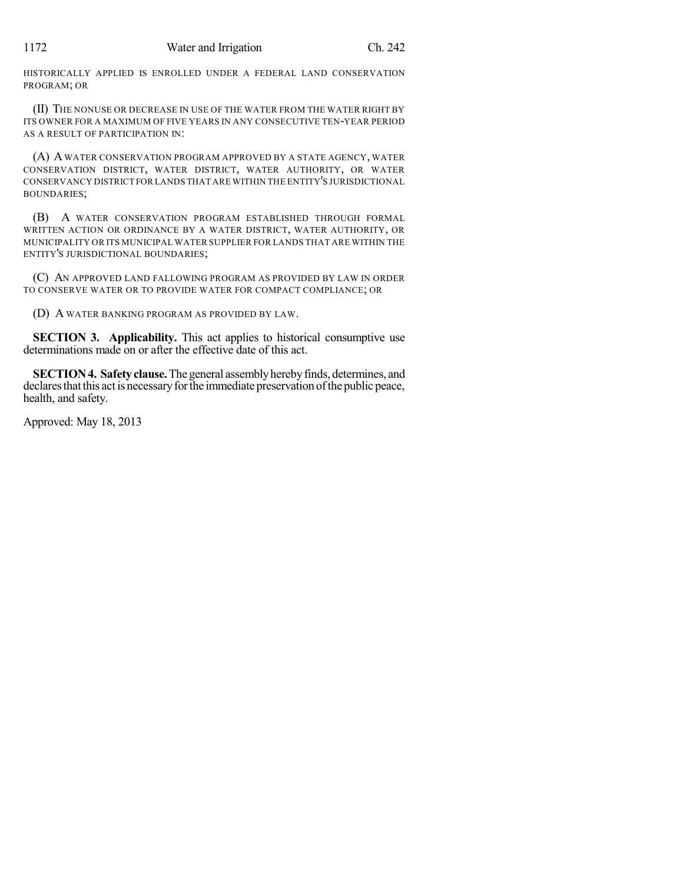HISTORICALLY APPLIED IS ENROLLED UNDER A FEDERAL LAND CONSERVATION PROGRAM; OR

(II) THE NONUSE OR DECREASE IN USE OF THE WATER FROM THE WATER RIGHT BY ITS OWNER FOR A MAXIMUM OF FIVE YEARS IN ANY CONSECUTIVE TEN-YEAR PERIOD AS A RESULT OF PARTICIPATION IN:

(A) A WATER CONSERVATION PROGRAM APPROVED BY A STATE AGENCY, WATER CONSERVATION DISTRICT, WATER DISTRICT, WATER AUTHORITY, OR WATER CONSERVANCY DISTRICT FOR LANDS THAT ARE WITHIN THE ENTITY'S JURISDICTIONAL BOUNDARIES;

(B) A WATER CONSERVATION PROGRAM ESTABLISHED THROUGH FORMAL WRITTEN ACTION OR ORDINANCE BY A WATER DISTRICT, WATER AUTHORITY, OR MUNICIPALITY OR ITS MUNICIPAL WATER SUPPLIER FOR LANDS THAT ARE WITHIN THE ENTITY'S JURISDICTIONAL BOUNDARIES;

(C) AN APPROVED LAND FALLOWING PROGRAM AS PROVIDED BY LAW IN ORDER TO CONSERVE WATER OR TO PROVIDE WATER FOR COMPACT COMPLIANCE; OR

(D) A WATER BANKING PROGRAM AS PROVIDED BY LAW.

**SECTION 3. Applicability.** This act applies to historical consumptive use determinations made on or after the effective date of this act.

**SECTION 4. Safety clause.** The general assembly hereby finds, determines, and declares that this act is necessary for the immediate preservation of the public peace, health, and safety.

Approved: May 18, 2013